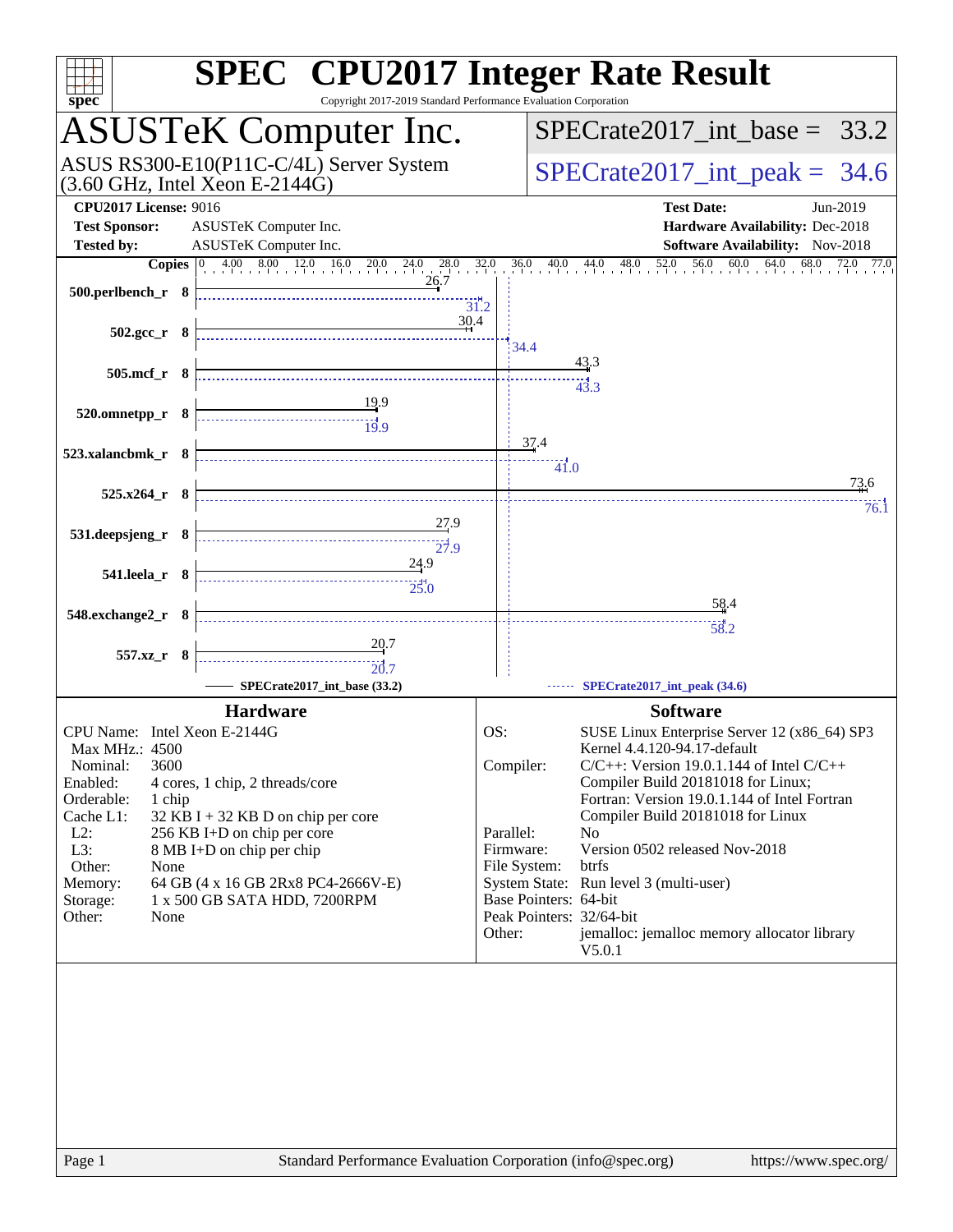# SPEC CPU2017 Integer Rate Result

Copyright 2017-2019 Standard Performance Evaluation Corporation

## ASUSTeK Computer Inc.

ASUS RS300-E10(P11C-C/4L) Server System (3.60 GHz, Intel Xeon E-2144G)

SPECrate2017_int_base = 33.2

SPECrate2017_int_peak = 34.6

**CPU2017 License:** 9016
**Test Sponsor:** ASUSTeK Computer Inc.
**Tested by:** ASUSTeK Computer Inc.

**Test Date:** Jun-2019
**Hardware Availability:** Dec-2018
**Software Availability:** Nov-2018

| Benchmark | Copies | Base | Peak |
|---|---|---|---|
| 500.perlbench_r | 8 | 26.7 | 31.2 |
| 502.gcc_r | 8 | 30.4 | 34.4 |
| 505.mcf_r | 8 | 43.3 | 43.3 |
| 520.omnetpp_r | 8 | 19.9 | 19.9 |
| 523.xalancbmk_r | 8 | 37.4 | 41.0 |
| 525.x264_r | 8 | 73.6 | 76.1 |
| 531.deepsjeng_r | 8 | 27.9 | 27.9 |
| 541.leela_r | 8 | 24.9 | 25.0 |
| 548.exchange2_r | 8 | 58.4 | 58.2 |
| 557.xz_r | 8 | 20.7 | 20.7 |

SPECrate2017_int_base (33.2) — SPECrate2017_int_peak (34.6)

### Hardware

| | |
|---|---|
| CPU Name: | Intel Xeon E-2144G |
| Max MHz.: | 4500 |
| Nominal: | 3600 |
| Enabled: | 4 cores, 1 chip, 2 threads/core |
| Orderable: | 1 chip |
| Cache L1: | 32 KB I + 32 KB D on chip per core |
| L2: | 256 KB I+D on chip per core |
| L3: | 8 MB I+D on chip per chip |
| Other: | None |
| Memory: | 64 GB (4 x 16 GB 2Rx8 PC4-2666V-E) |
| Storage: | 1 x 500 GB SATA HDD, 7200RPM |
| Other: | None |

### Software

| | |
|---|---|
| OS: | SUSE Linux Enterprise Server 12 (x86_64) SP3 Kernel 4.4.120-94.17-default |
| Compiler: | C/C++: Version 19.0.1.144 of Intel C/C++ Compiler Build 20181018 for Linux; Fortran: Version 19.0.1.144 of Intel Fortran Compiler Build 20181018 for Linux |
| Parallel: | No |
| Firmware: | Version 0502 released Nov-2018 |
| File System: | btrfs |
| System State: | Run level 3 (multi-user) |
| Base Pointers: | 64-bit |
| Peak Pointers: | 32/64-bit |
| Other: | jemalloc: jemalloc memory allocator library V5.0.1 |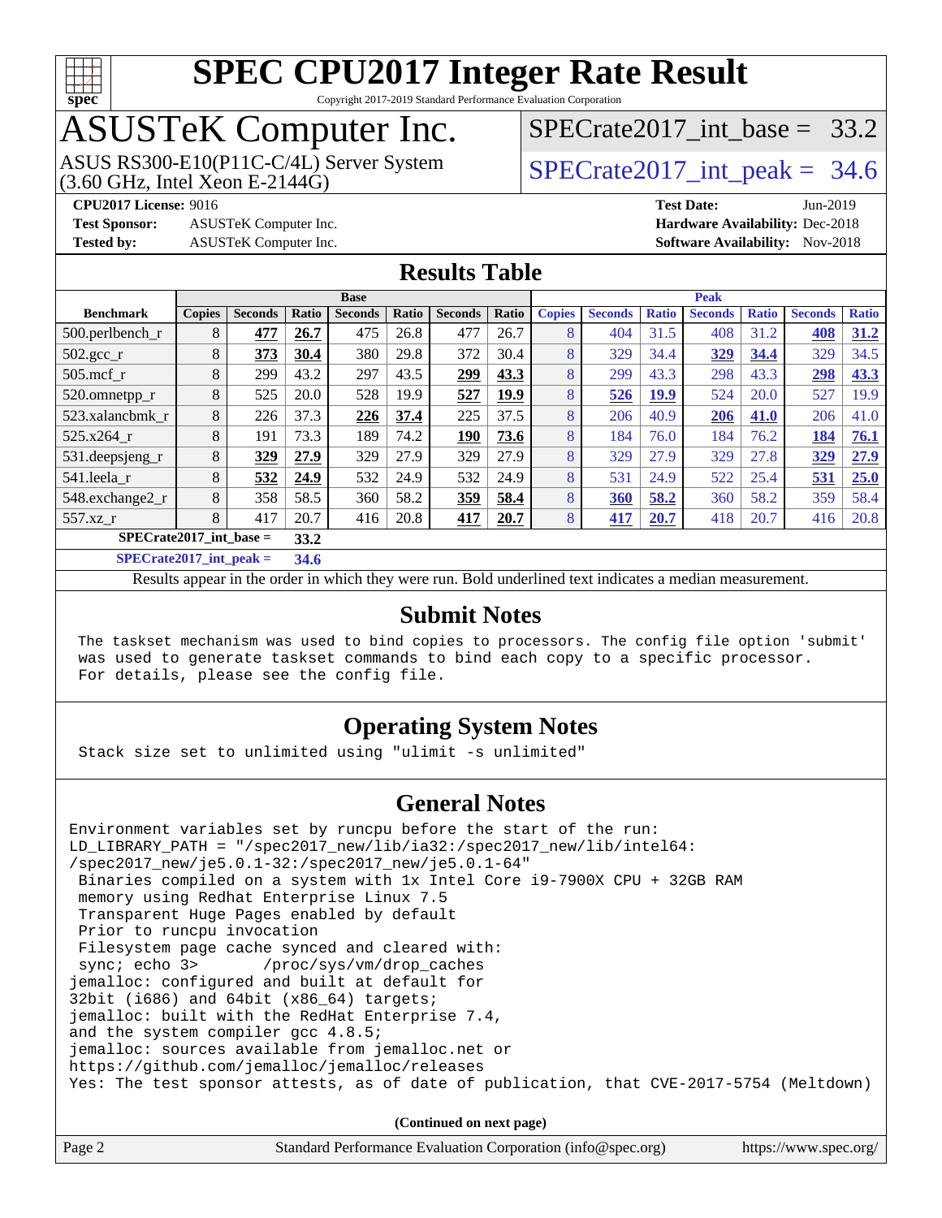# SPEC CPU2017 Integer Rate Result

Copyright 2017-2019 Standard Performance Evaluation Corporation

# ASUSTeK Computer Inc.

ASUS RS300-E10(P11C-C/4L) Server System
(3.60 GHz, Intel Xeon E-2144G)

SPECrate2017_int_base = 33.2

SPECrate2017_int_peak = 34.6

**CPU2017 License:** 9016
**Test Sponsor:** ASUSTeK Computer Inc.
**Tested by:** ASUSTeK Computer Inc.

**Test Date:** Jun-2019
**Hardware Availability:** Dec-2018
**Software Availability:** Nov-2018

## Results Table

| | Base | | | | | | | | Peak | | | | | | |
|---|---|---|---|---|---|---|---|---|---|---|---|---|---|---|---|
| **Benchmark** | **Copies** | **Seconds** | **Ratio** | **Seconds** | **Ratio** | **Seconds** | **Ratio** | **Copies** | **Seconds** | **Ratio** | **Seconds** | **Ratio** | **Seconds** | **Ratio** |
| 500.perlbench_r | 8 | **477** | **26.7** | 475 | 26.8 | 477 | 26.7 | 8 | 404 | 31.5 | 408 | 31.2 | **408** | **31.2** |
| 502.gcc_r | 8 | **373** | **30.4** | 380 | 29.8 | 372 | 30.4 | 8 | 329 | 34.4 | **329** | **34.4** | 329 | 34.5 |
| 505.mcf_r | 8 | 299 | 43.2 | 297 | 43.5 | **299** | **43.3** | 8 | 299 | 43.3 | 298 | 43.3 | **298** | **43.3** |
| 520.omnetpp_r | 8 | 525 | 20.0 | 528 | 19.9 | **527** | **19.9** | 8 | **526** | **19.9** | 524 | 20.0 | 527 | 19.9 |
| 523.xalancbmk_r | 8 | 226 | 37.3 | **226** | **37.4** | 225 | 37.5 | 8 | 206 | 40.9 | **206** | **41.0** | 206 | 41.0 |
| 525.x264_r | 8 | 191 | 73.3 | 189 | 74.2 | **190** | **73.6** | 8 | 184 | 76.0 | 184 | 76.2 | **184** | **76.1** |
| 531.deepsjeng_r | 8 | **329** | **27.9** | 329 | 27.9 | 329 | 27.9 | 8 | 329 | 27.9 | 329 | 27.8 | **329** | **27.9** |
| 541.leela_r | 8 | **532** | **24.9** | 532 | 24.9 | 532 | 24.9 | 8 | 531 | 24.9 | 522 | 25.4 | **531** | **25.0** |
| 548.exchange2_r | 8 | 358 | 58.5 | 360 | 58.2 | **359** | **58.4** | 8 | **360** | **58.2** | 360 | 58.2 | 359 | 58.4 |
| 557.xz_r | 8 | 417 | 20.7 | 416 | 20.8 | **417** | **20.7** | 8 | **417** | **20.7** | 418 | 20.7 | 416 | 20.8 |

**SPECrate2017_int_base = 33.2**

**SPECrate2017_int_peak = 34.6**

Results appear in the order in which they were run. Bold underlined text indicates a median measurement.

## Submit Notes

```
The taskset mechanism was used to bind copies to processors. The config file option 'submit'
was used to generate taskset commands to bind each copy to a specific processor.
For details, please see the config file.
```

## Operating System Notes

```
Stack size set to unlimited using "ulimit -s unlimited"
```

## General Notes

```
Environment variables set by runcpu before the start of the run:
LD_LIBRARY_PATH = "/spec2017_new/lib/ia32:/spec2017_new/lib/intel64:
/spec2017_new/je5.0.1-32:/spec2017_new/je5.0.1-64"
 Binaries compiled on a system with 1x Intel Core i9-7900X CPU + 32GB RAM
 memory using Redhat Enterprise Linux 7.5
 Transparent Huge Pages enabled by default
 Prior to runcpu invocation
 Filesystem page cache synced and cleared with:
 sync; echo 3>       /proc/sys/vm/drop_caches
jemalloc: configured and built at default for
32bit (i686) and 64bit (x86_64) targets;
jemalloc: built with the RedHat Enterprise 7.4,
and the system compiler gcc 4.8.5;
jemalloc: sources available from jemalloc.net or
https://github.com/jemalloc/jemalloc/releases
Yes: The test sponsor attests, as of date of publication, that CVE-2017-5754 (Meltdown)
```

(Continued on next page)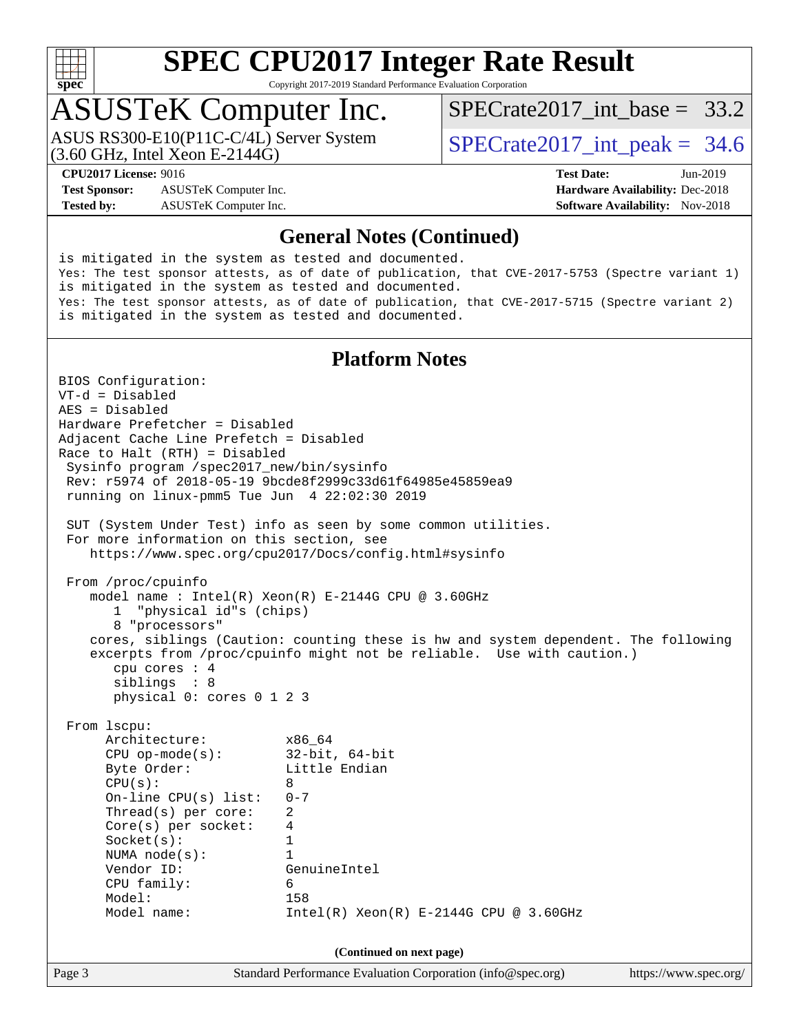# SPEC CPU2017 Integer Rate Result

Copyright 2017-2019 Standard Performance Evaluation Corporation

## ASUSTeK Computer Inc.

ASUS RS300-E10(P11C-C/4L) Server System
(3.60 GHz, Intel Xeon E-2144G)

SPECrate2017_int_base = 33.2

SPECrate2017_int_peak = 34.6

**CPU2017 License:** 9016
**Test Sponsor:** ASUSTeK Computer Inc.
**Tested by:** ASUSTeK Computer Inc.

**Test Date:** Jun-2019
**Hardware Availability:** Dec-2018
**Software Availability:** Nov-2018

## General Notes (Continued)

```
is mitigated in the system as tested and documented.
Yes: The test sponsor attests, as of date of publication, that CVE-2017-5753 (Spectre variant 1)
is mitigated in the system as tested and documented.
Yes: The test sponsor attests, as of date of publication, that CVE-2017-5715 (Spectre variant 2)
is mitigated in the system as tested and documented.
```

## Platform Notes

```
BIOS Configuration:
VT-d = Disabled
AES = Disabled
Hardware Prefetcher = Disabled
Adjacent Cache Line Prefetch = Disabled
Race to Halt (RTH) = Disabled
 Sysinfo program /spec2017_new/bin/sysinfo
 Rev: r5974 of 2018-05-19 9bcde8f2999c33d61f64985e45859ea9
 running on linux-pmm5 Tue Jun  4 22:02:30 2019

 SUT (System Under Test) info as seen by some common utilities.
 For more information on this section, see
    https://www.spec.org/cpu2017/Docs/config.html#sysinfo

 From /proc/cpuinfo
    model name : Intel(R) Xeon(R) E-2144G CPU @ 3.60GHz
       1  "physical id"s (chips)
       8 "processors"
    cores, siblings (Caution: counting these is hw and system dependent. The following
    excerpts from /proc/cpuinfo might not be reliable.  Use with caution.)
       cpu cores : 4
       siblings  : 8
       physical 0: cores 0 1 2 3

 From lscpu:
      Architecture:          x86_64
      CPU op-mode(s):        32-bit, 64-bit
      Byte Order:            Little Endian
      CPU(s):                8
      On-line CPU(s) list:   0-7
      Thread(s) per core:    2
      Core(s) per socket:    4
      Socket(s):             1
      NUMA node(s):          1
      Vendor ID:             GenuineIntel
      CPU family:            6
      Model:                 158
      Model name:            Intel(R) Xeon(R) E-2144G CPU @ 3.60GHz
```

(Continued on next page)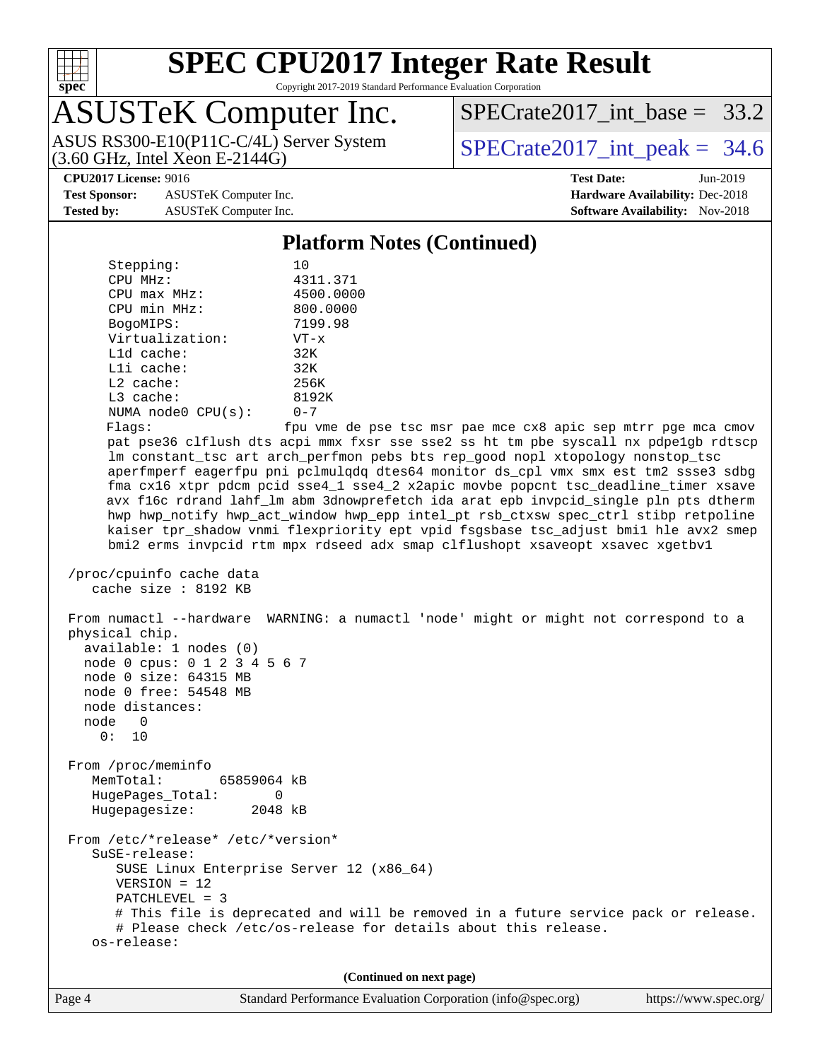## Platform Notes (Continued)

```
     Stepping:               10
     CPU MHz:                4311.371
     CPU max MHz:            4500.0000
     CPU min MHz:            800.0000
     BogoMIPS:               7199.98
     Virtualization:         VT-x
     L1d cache:              32K
     L1i cache:              32K
     L2 cache:               256K
     L3 cache:               8192K
     NUMA node0 CPU(s):      0-7
     Flags:                  fpu vme de pse tsc msr pae mce cx8 apic sep mtrr pge mca cmov
     pat pse36 clflush dts acpi mmx fxsr sse sse2 ss ht tm pbe syscall nx pdpe1gb rdtscp
     lm constant_tsc art arch_perfmon pebs bts rep_good nopl xtopology nonstop_tsc
     aperfmperf eagerfpu pni pclmulqdq dtes64 monitor ds_cpl vmx smx est tm2 ssse3 sdbg
     fma cx16 xtpr pdcm pcid sse4_1 sse4_2 x2apic movbe popcnt tsc_deadline_timer xsave
     avx f16c rdrand lahf_lm abm 3dnowprefetch ida arat epb invpcid_single pln pts dtherm
     hwp hwp_notify hwp_act_window hwp_epp intel_pt rsb_ctxsw spec_ctrl stibp retpoline
     kaiser tpr_shadow vnmi flexpriority ept vpid fsgsbase tsc_adjust bmi1 hle avx2 smep
     bmi2 erms invpcid rtm mpx rdseed adx smap clflushopt xsaveopt xsavec xgetbv1

 /proc/cpuinfo cache data
    cache size : 8192 KB

 From numactl --hardware  WARNING: a numactl 'node' might or might not correspond to a
 physical chip.
   available: 1 nodes (0)
   node 0 cpus: 0 1 2 3 4 5 6 7
   node 0 size: 64315 MB
   node 0 free: 54548 MB
   node distances:
   node   0
     0:  10

 From /proc/meminfo
    MemTotal:       65859064 kB
    HugePages_Total:       0
    Hugepagesize:       2048 kB

 From /etc/*release* /etc/*version*
    SuSE-release:
       SUSE Linux Enterprise Server 12 (x86_64)
       VERSION = 12
       PATCHLEVEL = 3
       # This file is deprecated and will be removed in a future service pack or release.
       # Please check /etc/os-release for details about this release.
    os-release:
```

(Continued on next page)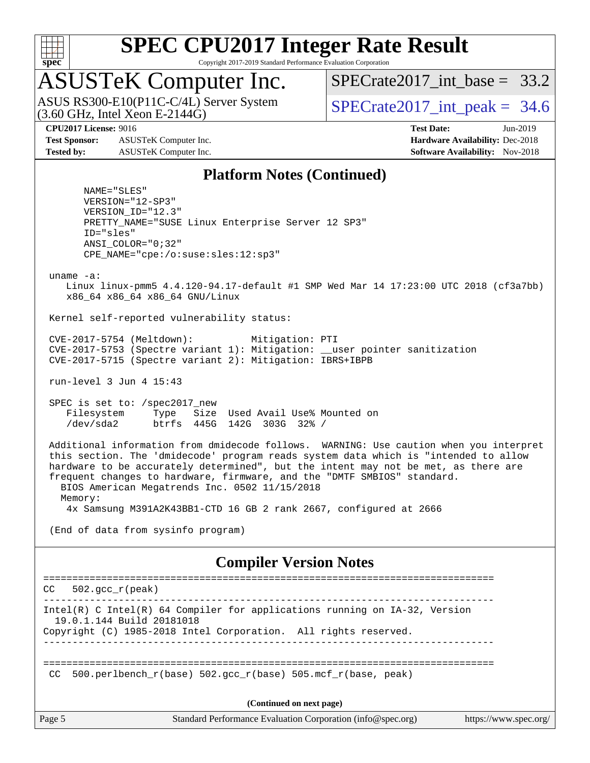## Platform Notes (Continued)

```
      NAME="SLES"
      VERSION="12-SP3"
      VERSION_ID="12.3"
      PRETTY_NAME="SUSE Linux Enterprise Server 12 SP3"
      ID="sles"
      ANSI_COLOR="0;32"
      CPE_NAME="cpe:/o:suse:sles:12:sp3"

 uname -a:
    Linux linux-pmm5 4.4.120-94.17-default #1 SMP Wed Mar 14 17:23:00 UTC 2018 (cf3a7bb)
    x86_64 x86_64 x86_64 GNU/Linux

 Kernel self-reported vulnerability status:

 CVE-2017-5754 (Meltdown):          Mitigation: PTI
 CVE-2017-5753 (Spectre variant 1): Mitigation: __user pointer sanitization
 CVE-2017-5715 (Spectre variant 2): Mitigation: IBRS+IBPB

 run-level 3 Jun 4 15:43

 SPEC is set to: /spec2017_new
    Filesystem     Type   Size  Used Avail Use% Mounted on
    /dev/sda2      btrfs  445G  142G  303G  32% /

 Additional information from dmidecode follows.  WARNING: Use caution when you interpret
 this section. The 'dmidecode' program reads system data which is "intended to allow
 hardware to be accurately determined", but the intent may not be met, as there are
 frequent changes to hardware, firmware, and the "DMTF SMBIOS" standard.
   BIOS American Megatrends Inc. 0502 11/15/2018
   Memory:
    4x Samsung M391A2K43BB1-CTD 16 GB 2 rank 2667, configured at 2666

 (End of data from sysinfo program)
```

## Compiler Version Notes

```
==============================================================================
CC   502.gcc_r(peak)
------------------------------------------------------------------------------
Intel(R) C Intel(R) 64 Compiler for applications running on IA-32, Version
  19.0.1.144 Build 20181018
Copyright (C) 1985-2018 Intel Corporation.  All rights reserved.
------------------------------------------------------------------------------

==============================================================================
 CC  500.perlbench_r(base) 502.gcc_r(base) 505.mcf_r(base, peak)
```

(Continued on next page)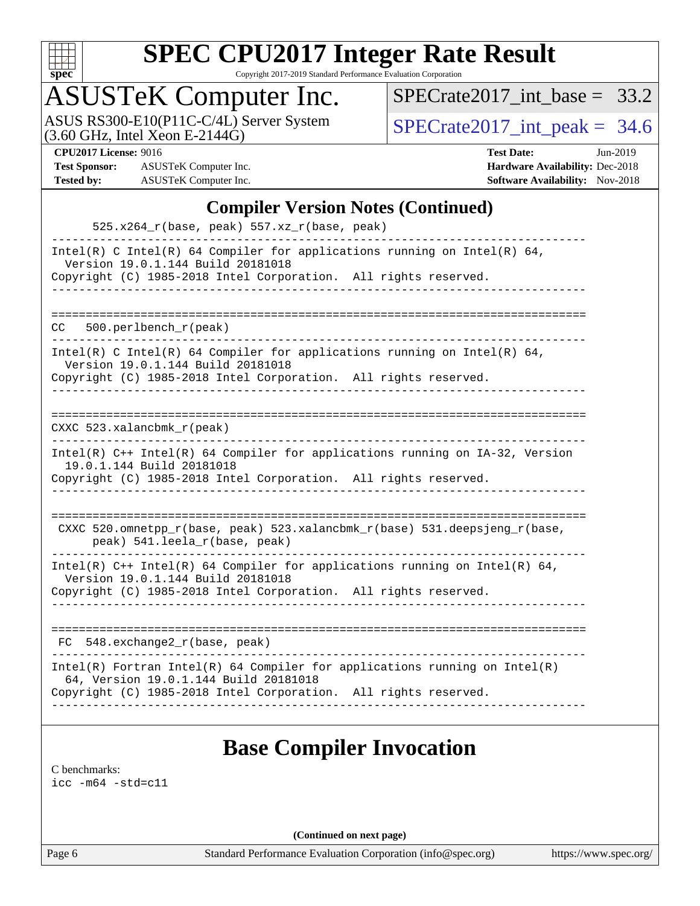# SPEC CPU2017 Integer Rate Result

Copyright 2017-2019 Standard Performance Evaluation Corporation

## ASUSTeK Computer Inc.

ASUS RS300-E10(P11C-C/4L) Server System
(3.60 GHz, Intel Xeon E-2144G)

SPECrate2017_int_base = 33.2

SPECrate2017_int_peak = 34.6

**CPU2017 License:** 9016
**Test Sponsor:** ASUSTeK Computer Inc.
**Tested by:** ASUSTeK Computer Inc.

**Test Date:** Jun-2019
**Hardware Availability:** Dec-2018
**Software Availability:** Nov-2018

## Compiler Version Notes (Continued)

```
      525.x264_r(base, peak) 557.xz_r(base, peak)
------------------------------------------------------------------------------
Intel(R) C Intel(R) 64 Compiler for applications running on Intel(R) 64,
  Version 19.0.1.144 Build 20181018
Copyright (C) 1985-2018 Intel Corporation.  All rights reserved.
------------------------------------------------------------------------------

==============================================================================
CC   500.perlbench_r(peak)
------------------------------------------------------------------------------
Intel(R) C Intel(R) 64 Compiler for applications running on Intel(R) 64,
  Version 19.0.1.144 Build 20181018
Copyright (C) 1985-2018 Intel Corporation.  All rights reserved.
------------------------------------------------------------------------------

==============================================================================
CXXC 523.xalancbmk_r(peak)
------------------------------------------------------------------------------
Intel(R) C++ Intel(R) 64 Compiler for applications running on IA-32, Version
  19.0.1.144 Build 20181018
Copyright (C) 1985-2018 Intel Corporation.  All rights reserved.
------------------------------------------------------------------------------

==============================================================================
 CXXC 520.omnetpp_r(base, peak) 523.xalancbmk_r(base) 531.deepsjeng_r(base,
      peak) 541.leela_r(base, peak)
------------------------------------------------------------------------------
Intel(R) C++ Intel(R) 64 Compiler for applications running on Intel(R) 64,
  Version 19.0.1.144 Build 20181018
Copyright (C) 1985-2018 Intel Corporation.  All rights reserved.
------------------------------------------------------------------------------

==============================================================================
 FC  548.exchange2_r(base, peak)
------------------------------------------------------------------------------
Intel(R) Fortran Intel(R) 64 Compiler for applications running on Intel(R)
  64, Version 19.0.1.144 Build 20181018
Copyright (C) 1985-2018 Intel Corporation.  All rights reserved.
------------------------------------------------------------------------------
```

## Base Compiler Invocation

C benchmarks:
icc -m64 -std=c11

**(Continued on next page)**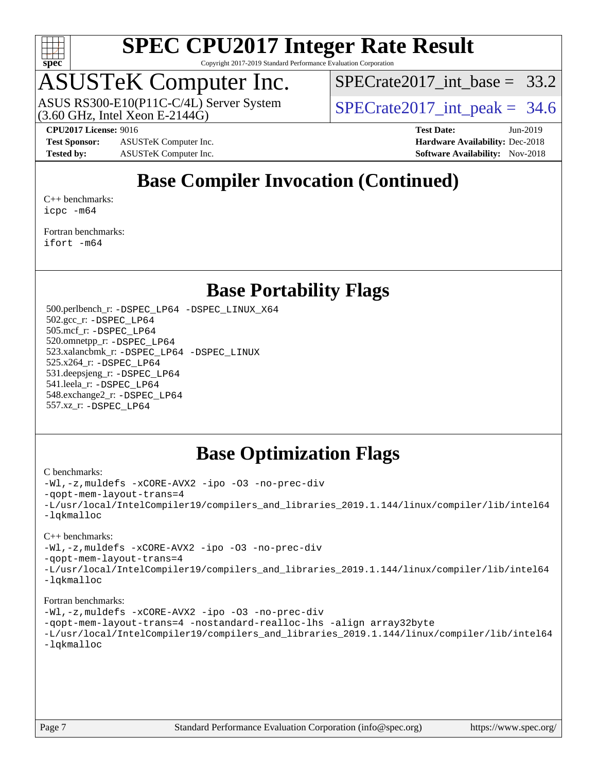## Base Compiler Invocation (Continued)

C++ benchmarks:
icpc -m64

Fortran benchmarks:
ifort -m64

## Base Portability Flags

500.perlbench_r: -DSPEC_LP64 -DSPEC_LINUX_X64
502.gcc_r: -DSPEC_LP64
505.mcf_r: -DSPEC_LP64
520.omnetpp_r: -DSPEC_LP64
523.xalancbmk_r: -DSPEC_LP64 -DSPEC_LINUX
525.x264_r: -DSPEC_LP64
531.deepsjeng_r: -DSPEC_LP64
541.leela_r: -DSPEC_LP64
548.exchange2_r: -DSPEC_LP64
557.xz_r: -DSPEC_LP64

## Base Optimization Flags

C benchmarks:
```
-Wl,-z,muldefs -xCORE-AVX2 -ipo -O3 -no-prec-div
-qopt-mem-layout-trans=4
-L/usr/local/IntelCompiler19/compilers_and_libraries_2019.1.144/linux/compiler/lib/intel64
-lqkmalloc
```

C++ benchmarks:
```
-Wl,-z,muldefs -xCORE-AVX2 -ipo -O3 -no-prec-div
-qopt-mem-layout-trans=4
-L/usr/local/IntelCompiler19/compilers_and_libraries_2019.1.144/linux/compiler/lib/intel64
-lqkmalloc
```

Fortran benchmarks:
```
-Wl,-z,muldefs -xCORE-AVX2 -ipo -O3 -no-prec-div
-qopt-mem-layout-trans=4 -nostandard-realloc-lhs -align array32byte
-L/usr/local/IntelCompiler19/compilers_and_libraries_2019.1.144/linux/compiler/lib/intel64
-lqkmalloc
```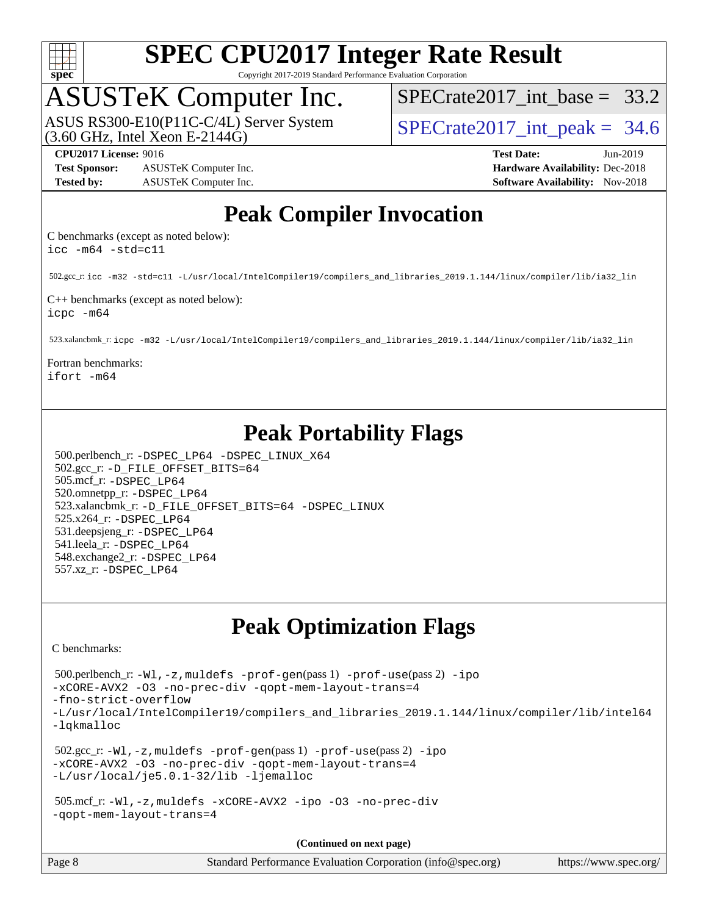# Peak Compiler Invocation

C benchmarks (except as noted below):
```
icc -m64 -std=c11
```

502.gcc_r: `icc -m32 -std=c11 -L/usr/local/IntelCompiler19/compilers_and_libraries_2019.1.144/linux/compiler/lib/ia32_lin`

C++ benchmarks (except as noted below):
```
icpc -m64
```

523.xalancbmk_r: `icpc -m32 -L/usr/local/IntelCompiler19/compilers_and_libraries_2019.1.144/linux/compiler/lib/ia32_lin`

Fortran benchmarks:
```
ifort -m64
```

# Peak Portability Flags

500.perlbench_r: `-DSPEC_LP64 -DSPEC_LINUX_X64`
502.gcc_r: `-D_FILE_OFFSET_BITS=64`
505.mcf_r: `-DSPEC_LP64`
520.omnetpp_r: `-DSPEC_LP64`
523.xalancbmk_r: `-D_FILE_OFFSET_BITS=64 -DSPEC_LINUX`
525.x264_r: `-DSPEC_LP64`
531.deepsjeng_r: `-DSPEC_LP64`
541.leela_r: `-DSPEC_LP64`
548.exchange2_r: `-DSPEC_LP64`
557.xz_r: `-DSPEC_LP64`

# Peak Optimization Flags

C benchmarks:

500.perlbench_r: `-Wl,-z,muldefs -prof-gen`(pass 1) `-prof-use`(pass 2) `-ipo -xCORE-AVX2 -O3 -no-prec-div -qopt-mem-layout-trans=4 -fno-strict-overflow -L/usr/local/IntelCompiler19/compilers_and_libraries_2019.1.144/linux/compiler/lib/intel64 -lqkmalloc`

502.gcc_r: `-Wl,-z,muldefs -prof-gen`(pass 1) `-prof-use`(pass 2) `-ipo -xCORE-AVX2 -O3 -no-prec-div -qopt-mem-layout-trans=4 -L/usr/local/je5.0.1-32/lib -ljemalloc`

505.mcf_r: `-Wl,-z,muldefs -xCORE-AVX2 -ipo -O3 -no-prec-div -qopt-mem-layout-trans=4`

(Continued on next page)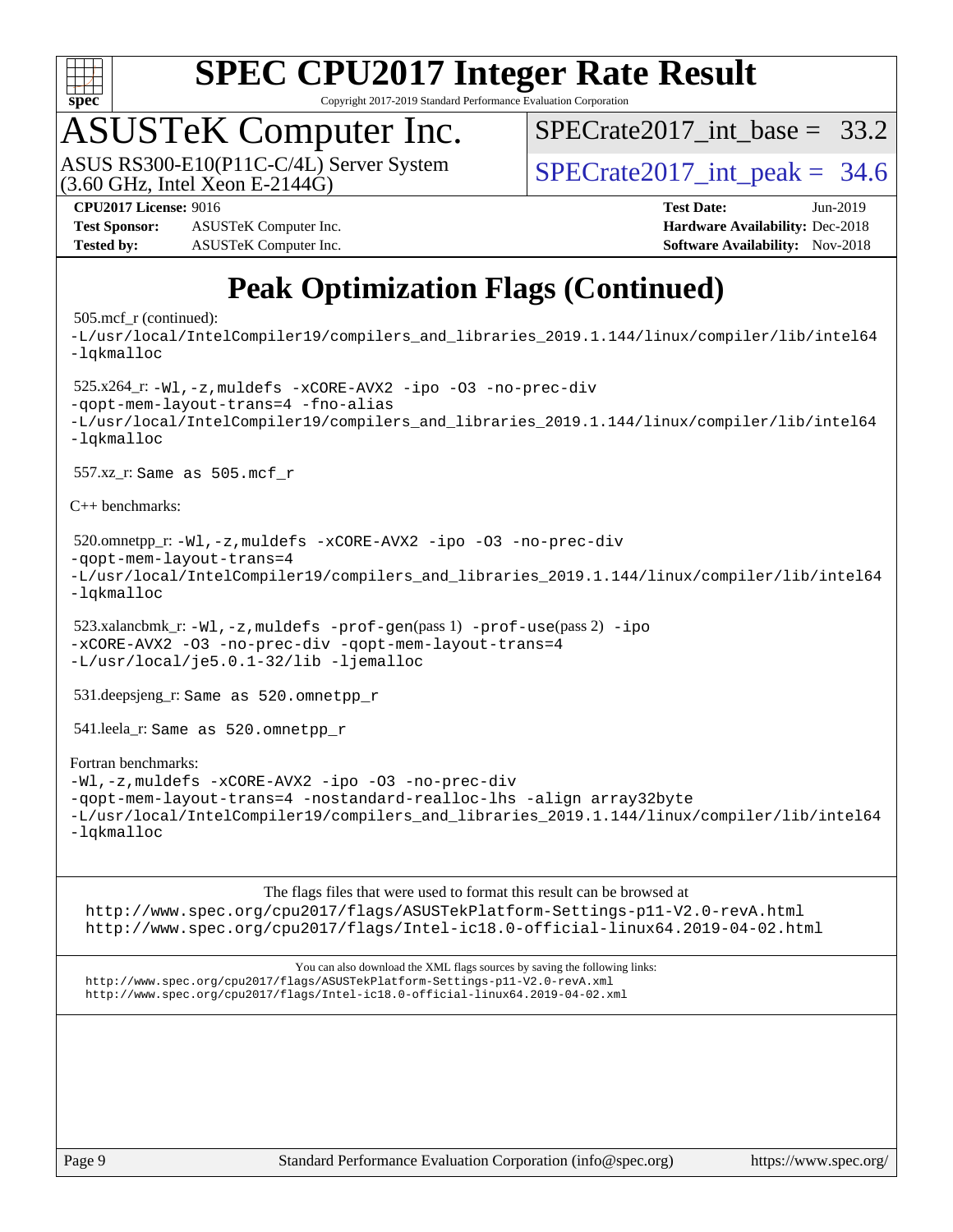# Peak Optimization Flags (Continued)

505.mcf_r (continued):
-L/usr/local/IntelCompiler19/compilers_and_libraries_2019.1.144/linux/compiler/lib/intel64
-lqkmalloc

525.x264_r: -Wl,-z,muldefs -xCORE-AVX2 -ipo -O3 -no-prec-div
-qopt-mem-layout-trans=4 -fno-alias
-L/usr/local/IntelCompiler19/compilers_and_libraries_2019.1.144/linux/compiler/lib/intel64
-lqkmalloc

557.xz_r: Same as 505.mcf_r

C++ benchmarks:

520.omnetpp_r: -Wl,-z,muldefs -xCORE-AVX2 -ipo -O3 -no-prec-div
-qopt-mem-layout-trans=4
-L/usr/local/IntelCompiler19/compilers_and_libraries_2019.1.144/linux/compiler/lib/intel64
-lqkmalloc

523.xalancbmk_r: -Wl,-z,muldefs -prof-gen(pass 1) -prof-use(pass 2) -ipo
-xCORE-AVX2 -O3 -no-prec-div -qopt-mem-layout-trans=4
-L/usr/local/je5.0.1-32/lib -ljemalloc

531.deepsjeng_r: Same as 520.omnetpp_r

541.leela_r: Same as 520.omnetpp_r

Fortran benchmarks:
-Wl,-z,muldefs -xCORE-AVX2 -ipo -O3 -no-prec-div
-qopt-mem-layout-trans=4 -nostandard-realloc-lhs -align array32byte
-L/usr/local/IntelCompiler19/compilers_and_libraries_2019.1.144/linux/compiler/lib/intel64
-lqkmalloc

The flags files that were used to format this result can be browsed at
http://www.spec.org/cpu2017/flags/ASUSTekPlatform-Settings-p11-V2.0-revA.html
http://www.spec.org/cpu2017/flags/Intel-ic18.0-official-linux64.2019-04-02.html

You can also download the XML flags sources by saving the following links:
http://www.spec.org/cpu2017/flags/ASUSTekPlatform-Settings-p11-V2.0-revA.xml
http://www.spec.org/cpu2017/flags/Intel-ic18.0-official-linux64.2019-04-02.xml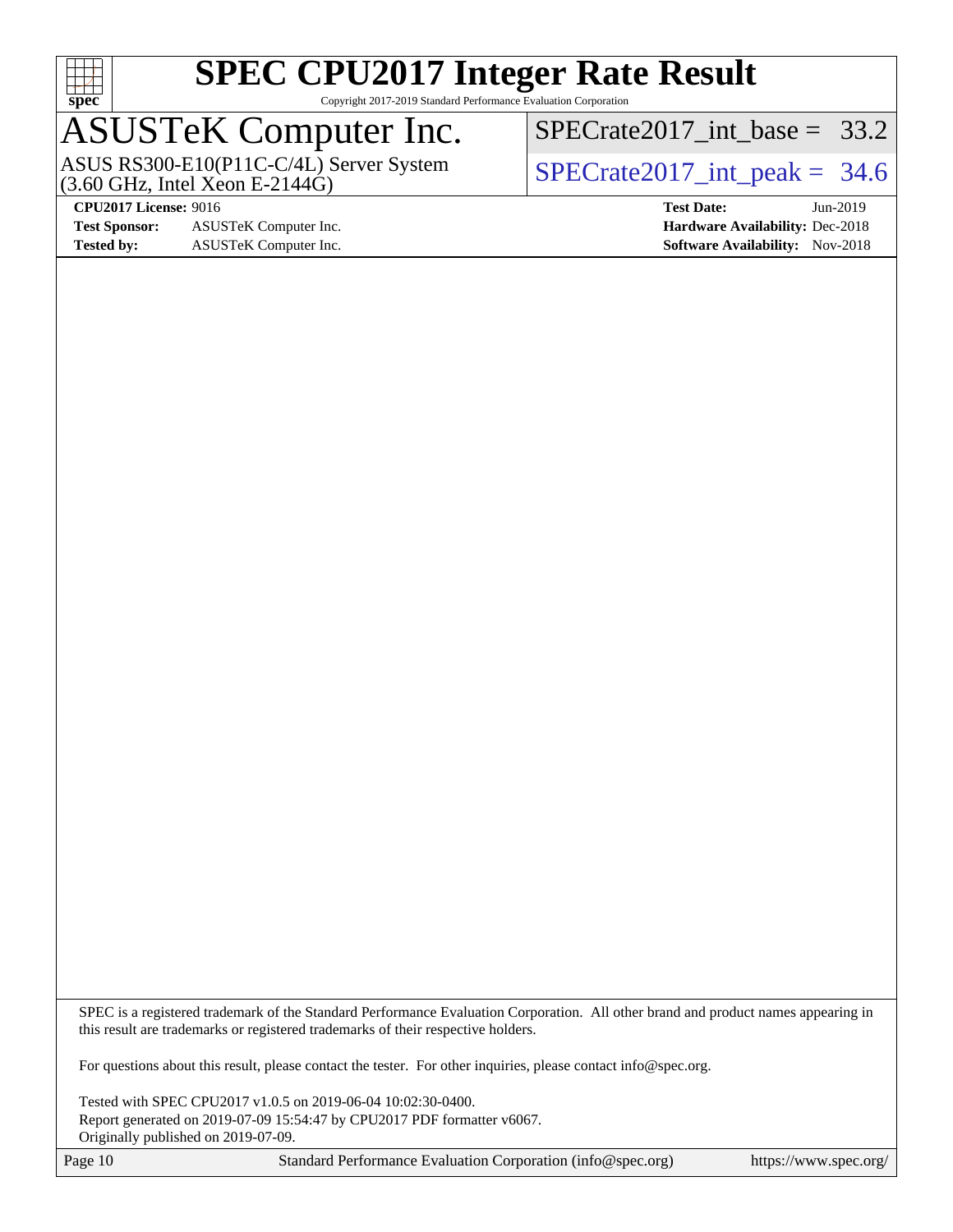SPEC is a registered trademark of the Standard Performance Evaluation Corporation. All other brand and product names appearing in this result are trademarks or registered trademarks of their respective holders.

For questions about this result, please contact the tester. For other inquiries, please contact info@spec.org.

Tested with SPEC CPU2017 v1.0.5 on 2019-06-04 10:02:30-0400.
Report generated on 2019-07-09 15:54:47 by CPU2017 PDF formatter v6067.
Originally published on 2019-07-09.